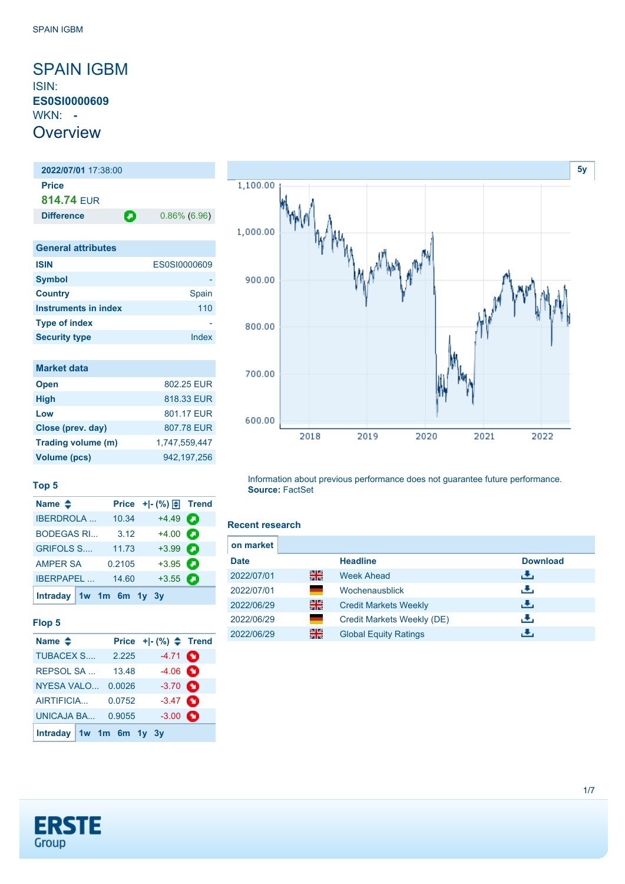# SPAIN IGBM

ISIN:
**ES0SI0000609**
WKN: **-**

## Overview

**2022/07/01** 17:38:00

**Price**
**814.74** EUR

| **Difference** | 0.86% (6.96) |
|---|---|

| General attributes | |
|---|---|
| **ISIN** | ES0SI0000609 |
| **Symbol** | - |
| **Country** | Spain |
| **Instruments in index** | 110 |
| **Type of index** | - |
| **Security type** | Index |

| Market data | |
|---|---|
| **Open** | 802.25 EUR |
| **High** | 818.33 EUR |
| **Low** | 801.17 EUR |
| **Close (prev. day)** | 807.78 EUR |
| **Trading volume (m)** | 1,747,559,447 |
| **Volume (pcs)** | 942,197,256 |

### Top 5

| Name | Price | +\|- (%) | Trend |
|---|---|---|---|
| IBERDROLA ... | 10.34 | +4.49 | |
| BODEGAS RI... | 3.12 | +4.00 | |
| GRIFOLS S.... | 11.73 | +3.99 | |
| AMPER SA | 0.2105 | +3.95 | |
| IBERPAPEL ... | 14.60 | +3.55 | |

Intraday 1w 1m 6m 1y 3y

### Flop 5

| Name | Price | +\|- (%) | Trend |
|---|---|---|---|
| TUBACEX S.... | 2.225 | -4.71 | |
| REPSOL SA ... | 13.48 | -4.06 | |
| NYESA VALO... | 0.0026 | -3.70 | |
| AIRTIFICIA... | 0.0752 | -3.47 | |
| UNICAJA BA... | 0.9055 | -3.00 | |

Intraday 1w 1m 6m 1y 3y

Information about previous performance does not guarantee future performance.
**Source:** FactSet

### Recent research

on market

| Date | | Headline | Download |
|---|---|---|---|
| 2022/07/01 | | Week Ahead | |
| 2022/07/01 | | Wochenausblick | |
| 2022/06/29 | | Credit Markets Weekly | |
| 2022/06/29 | | Credit Markets Weekly (DE) | |
| 2022/06/29 | | Global Equity Ratings | |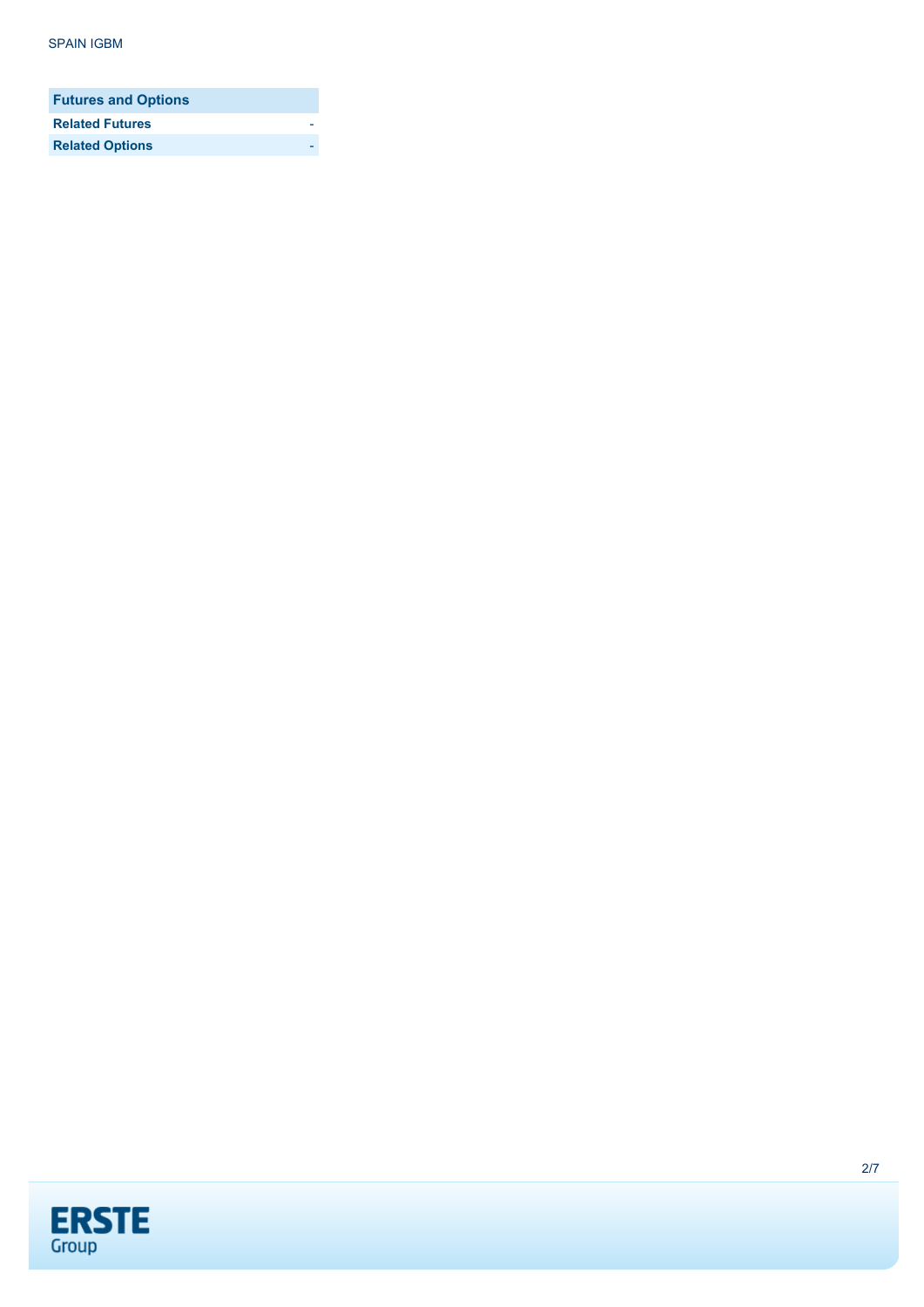| Futures and Options | |
| --- | --- |
| Related Futures | - |
| Related Options | - |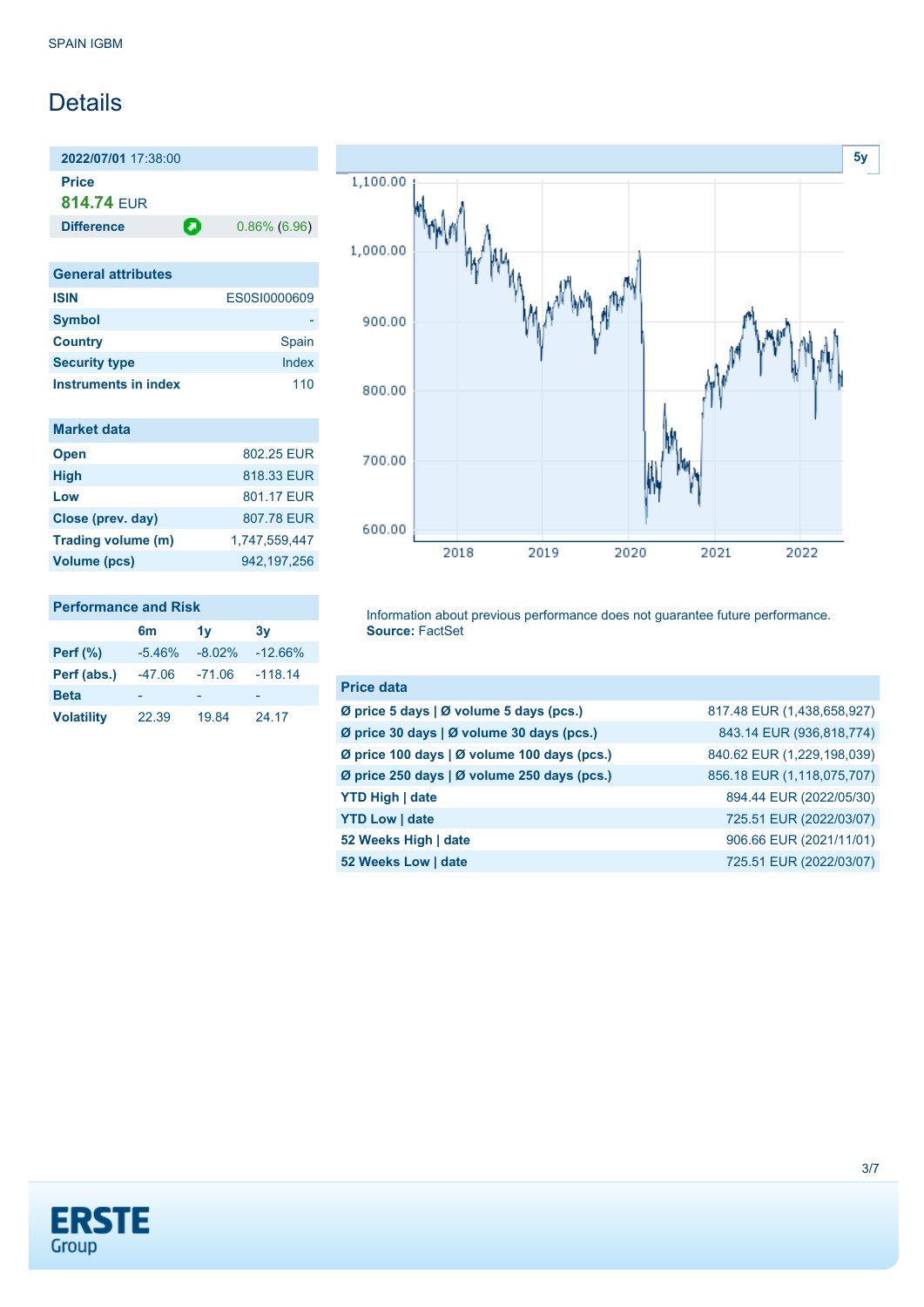# Details

**2022/07/01** 17:38:00

**Price**

**814.74** EUR

| **Difference** | 0.86% (6.96) |
|---|---|

| General attributes | |
|---|---|
| **ISIN** | ES0SI0000609 |
| **Symbol** | - |
| **Country** | Spain |
| **Security type** | Index |
| **Instruments in index** | 110 |

| Market data | |
|---|---|
| **Open** | 802.25 EUR |
| **High** | 818.33 EUR |
| **Low** | 801.17 EUR |
| **Close (prev. day)** | 807.78 EUR |
| **Trading volume (m)** | 1,747,559,447 |
| **Volume (pcs)** | 942,197,256 |

**Performance and Risk**

| | 6m | 1y | 3y |
|---|---|---|---|
| **Perf (%)** | -5.46% | -8.02% | -12.66% |
| **Perf (abs.)** | -47.06 | -71.06 | -118.14 |
| **Beta** | - | - | - |
| **Volatility** | 22.39 | 19.84 | 24.17 |

Information about previous performance does not guarantee future performance.
**Source:** FactSet

| Price data | |
|---|---|
| **Ø price 5 days \| Ø volume 5 days (pcs.)** | 817.48 EUR (1,438,658,927) |
| **Ø price 30 days \| Ø volume 30 days (pcs.)** | 843.14 EUR (936,818,774) |
| **Ø price 100 days \| Ø volume 100 days (pcs.)** | 840.62 EUR (1,229,198,039) |
| **Ø price 250 days \| Ø volume 250 days (pcs.)** | 856.18 EUR (1,118,075,707) |
| **YTD High \| date** | 894.44 EUR (2022/05/30) |
| **YTD Low \| date** | 725.51 EUR (2022/03/07) |
| **52 Weeks High \| date** | 906.66 EUR (2021/11/01) |
| **52 Weeks Low \| date** | 725.51 EUR (2022/03/07) |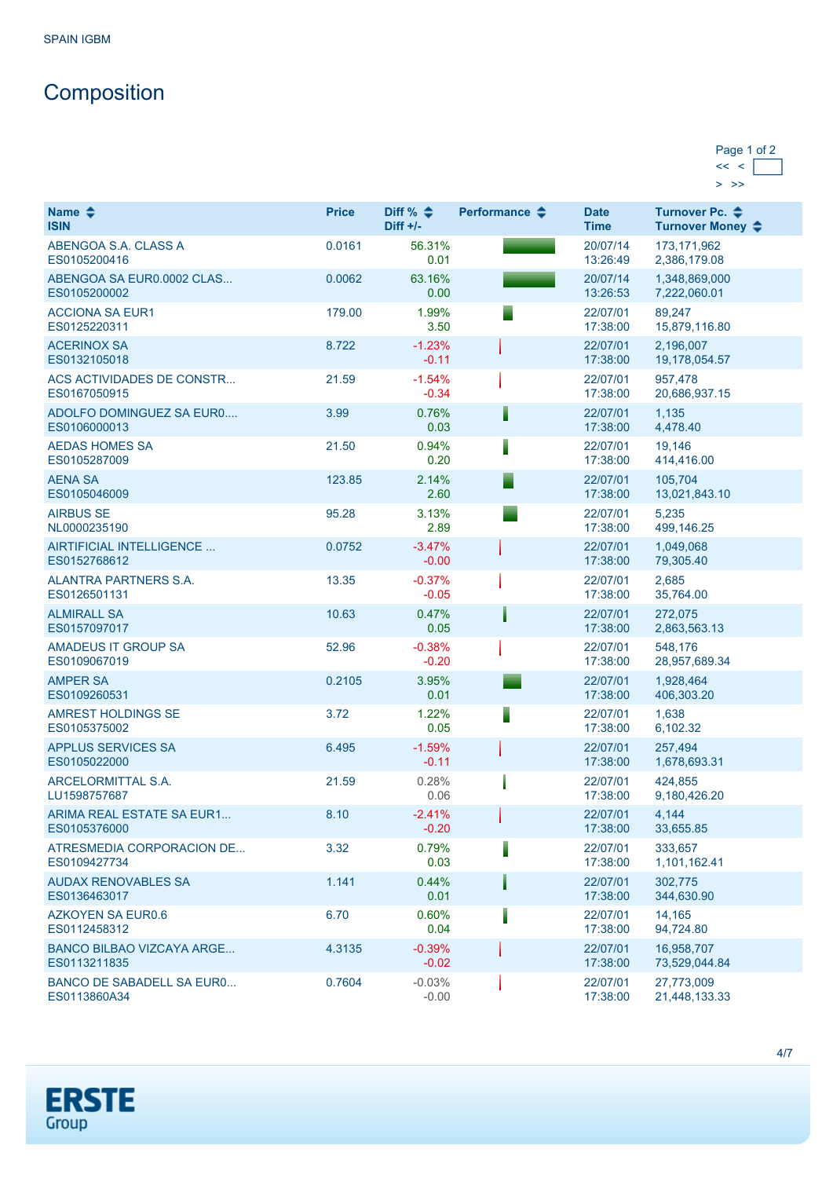SPAIN IGBM

# Composition

Page 1 of 2

| Name<br>ISIN | Price | Diff %<br>Diff +/- | Performance | Date<br>Time | Turnover Pc.<br>Turnover Money |
|---|---|---|---|---|---|
| ABENGOA S.A. CLASS A<br>ES0105200416 | 0.0161 | 56.31%<br>0.01 | | 20/07/14<br>13:26:49 | 173,171,962<br>2,386,179.08 |
| ABENGOA SA EUR0.0002 CLAS...<br>ES0105200002 | 0.0062 | 63.16%<br>0.00 | | 20/07/14<br>13:26:53 | 1,348,869,000<br>7,222,060.01 |
| ACCIONA SA EUR1<br>ES0125220311 | 179.00 | 1.99%<br>3.50 | | 22/07/01<br>17:38:00 | 89,247<br>15,879,116.80 |
| ACERINOX SA<br>ES0132105018 | 8.722 | -1.23%<br>-0.11 | | 22/07/01<br>17:38:00 | 2,196,007<br>19,178,054.57 |
| ACS ACTIVIDADES DE CONSTR...<br>ES0167050915 | 21.59 | -1.54%<br>-0.34 | | 22/07/01<br>17:38:00 | 957,478<br>20,686,937.15 |
| ADOLFO DOMINGUEZ SA EUR0....<br>ES0106000013 | 3.99 | 0.76%<br>0.03 | | 22/07/01<br>17:38:00 | 1,135<br>4,478.40 |
| AEDAS HOMES SA<br>ES0105287009 | 21.50 | 0.94%<br>0.20 | | 22/07/01<br>17:38:00 | 19,146<br>414,416.00 |
| AENA SA<br>ES0105046009 | 123.85 | 2.14%<br>2.60 | | 22/07/01<br>17:38:00 | 105,704<br>13,021,843.10 |
| AIRBUS SE<br>NL0000235190 | 95.28 | 3.13%<br>2.89 | | 22/07/01<br>17:38:00 | 5,235<br>499,146.25 |
| AIRTIFICIAL INTELLIGENCE ...<br>ES0152768612 | 0.0752 | -3.47%<br>-0.00 | | 22/07/01<br>17:38:00 | 1,049,068<br>79,305.40 |
| ALANTRA PARTNERS S.A.<br>ES0126501131 | 13.35 | -0.37%<br>-0.05 | | 22/07/01<br>17:38:00 | 2,685<br>35,764.00 |
| ALMIRALL SA<br>ES0157097017 | 10.63 | 0.47%<br>0.05 | | 22/07/01<br>17:38:00 | 272,075<br>2,863,563.13 |
| AMADEUS IT GROUP SA<br>ES0109067019 | 52.96 | -0.38%<br>-0.20 | | 22/07/01<br>17:38:00 | 548,176<br>28,957,689.34 |
| AMPER SA<br>ES0109260531 | 0.2105 | 3.95%<br>0.01 | | 22/07/01<br>17:38:00 | 1,928,464<br>406,303.20 |
| AMREST HOLDINGS SE<br>ES0105375002 | 3.72 | 1.22%<br>0.05 | | 22/07/01<br>17:38:00 | 1,638<br>6,102.32 |
| APPLUS SERVICES SA<br>ES0105022000 | 6.495 | -1.59%<br>-0.11 | | 22/07/01<br>17:38:00 | 257,494<br>1,678,693.31 |
| ARCELORMITTAL S.A.<br>LU1598757687 | 21.59 | 0.28%<br>0.06 | | 22/07/01<br>17:38:00 | 424,855<br>9,180,426.20 |
| ARIMA REAL ESTATE SA EUR1...<br>ES0105376000 | 8.10 | -2.41%<br>-0.20 | | 22/07/01<br>17:38:00 | 4,144<br>33,655.85 |
| ATRESMEDIA CORPORACION DE...<br>ES0109427734 | 3.32 | 0.79%<br>0.03 | | 22/07/01<br>17:38:00 | 333,657<br>1,101,162.41 |
| AUDAX RENOVABLES SA<br>ES0136463017 | 1.141 | 0.44%<br>0.01 | | 22/07/01<br>17:38:00 | 302,775<br>344,630.90 |
| AZKOYEN SA EUR0.6<br>ES0112458312 | 6.70 | 0.60%<br>0.04 | | 22/07/01<br>17:38:00 | 14,165<br>94,724.80 |
| BANCO BILBAO VIZCAYA ARGE...<br>ES0113211835 | 4.3135 | -0.39%<br>-0.02 | | 22/07/01<br>17:38:00 | 16,958,707<br>73,529,044.84 |
| BANCO DE SABADELL SA EUR0...<br>ES0113860A34 | 0.7604 | -0.03%<br>-0.00 | | 22/07/01<br>17:38:00 | 27,773,009<br>21,448,133.33 |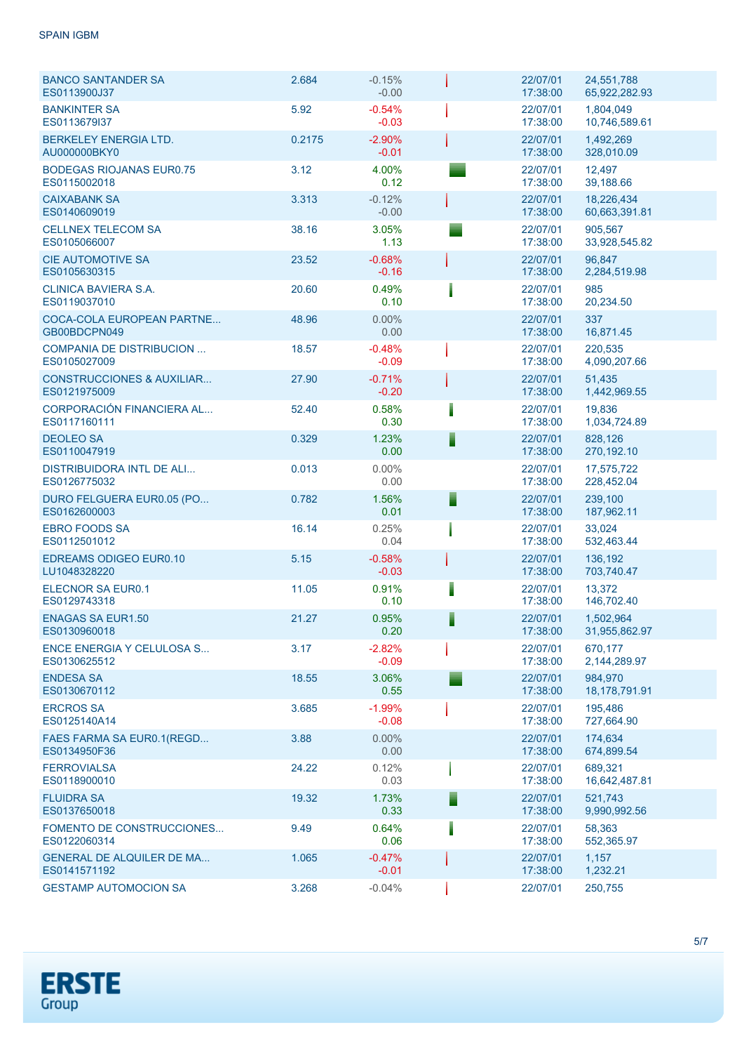SPAIN IGBM

| Name | Price | Change | | Date/Time | Volume/Turnover |
|---|---|---|---|---|---|
| BANCO SANTANDER SA<br>ES0113900J37 | 2.684 | -0.15%<br>-0.00 | | 22/07/01<br>17:38:00 | 24,551,788<br>65,922,282.93 |
| BANKINTER SA<br>ES0113679I37 | 5.92 | -0.54%<br>-0.03 | | 22/07/01<br>17:38:00 | 1,804,049<br>10,746,589.61 |
| BERKELEY ENERGIA LTD.<br>AU000000BKY0 | 0.2175 | -2.90%<br>-0.01 | | 22/07/01<br>17:38:00 | 1,492,269<br>328,010.09 |
| BODEGAS RIOJANAS EUR0.75<br>ES0115002018 | 3.12 | 4.00%<br>0.12 | | 22/07/01<br>17:38:00 | 12,497<br>39,188.66 |
| CAIXABANK SA<br>ES0140609019 | 3.313 | -0.12%<br>-0.00 | | 22/07/01<br>17:38:00 | 18,226,434<br>60,663,391.81 |
| CELLNEX TELECOM SA<br>ES0105066007 | 38.16 | 3.05%<br>1.13 | | 22/07/01<br>17:38:00 | 905,567<br>33,928,545.82 |
| CIE AUTOMOTIVE SA<br>ES0105630315 | 23.52 | -0.68%<br>-0.16 | | 22/07/01<br>17:38:00 | 96,847<br>2,284,519.98 |
| CLINICA BAVIERA S.A.<br>ES0119037010 | 20.60 | 0.49%<br>0.10 | | 22/07/01<br>17:38:00 | 985<br>20,234.50 |
| COCA-COLA EUROPEAN PARTNE...<br>GB00BDCPN049 | 48.96 | 0.00%<br>0.00 | | 22/07/01<br>17:38:00 | 337<br>16,871.45 |
| COMPANIA DE DISTRIBUCION ...<br>ES0105027009 | 18.57 | -0.48%<br>-0.09 | | 22/07/01<br>17:38:00 | 220,535<br>4,090,207.66 |
| CONSTRUCCIONES & AUXILIAR...<br>ES0121975009 | 27.90 | -0.71%<br>-0.20 | | 22/07/01<br>17:38:00 | 51,435<br>1,442,969.55 |
| CORPORACIÓN FINANCIERA AL...<br>ES0117160111 | 52.40 | 0.58%<br>0.30 | | 22/07/01<br>17:38:00 | 19,836<br>1,034,724.89 |
| DEOLEO SA<br>ES0110047919 | 0.329 | 1.23%<br>0.00 | | 22/07/01<br>17:38:00 | 828,126<br>270,192.10 |
| DISTRIBUIDORA INTL DE ALI...<br>ES0126775032 | 0.013 | 0.00%<br>0.00 | | 22/07/01<br>17:38:00 | 17,575,722<br>228,452.04 |
| DURO FELGUERA EUR0.05 (PO...<br>ES0162600003 | 0.782 | 1.56%<br>0.01 | | 22/07/01<br>17:38:00 | 239,100<br>187,962.11 |
| EBRO FOODS SA<br>ES0112501012 | 16.14 | 0.25%<br>0.04 | | 22/07/01<br>17:38:00 | 33,024<br>532,463.44 |
| EDREAMS ODIGEO EUR0.10<br>LU1048328220 | 5.15 | -0.58%<br>-0.03 | | 22/07/01<br>17:38:00 | 136,192<br>703,740.47 |
| ELECNOR SA EUR0.1<br>ES0129743318 | 11.05 | 0.91%<br>0.10 | | 22/07/01<br>17:38:00 | 13,372<br>146,702.40 |
| ENAGAS SA EUR1.50<br>ES0130960018 | 21.27 | 0.95%<br>0.20 | | 22/07/01<br>17:38:00 | 1,502,964<br>31,955,862.97 |
| ENCE ENERGIA Y CELULOSA S...<br>ES0130625512 | 3.17 | -2.82%<br>-0.09 | | 22/07/01<br>17:38:00 | 670,177<br>2,144,289.97 |
| ENDESA SA<br>ES0130670112 | 18.55 | 3.06%<br>0.55 | | 22/07/01<br>17:38:00 | 984,970<br>18,178,791.91 |
| ERCROS SA<br>ES0125140A14 | 3.685 | -1.99%<br>-0.08 | | 22/07/01<br>17:38:00 | 195,486<br>727,664.90 |
| FAES FARMA SA EUR0.1(REGD...<br>ES0134950F36 | 3.88 | 0.00%<br>0.00 | | 22/07/01<br>17:38:00 | 174,634<br>674,899.54 |
| FERROVIALSA<br>ES0118900010 | 24.22 | 0.12%<br>0.03 | | 22/07/01<br>17:38:00 | 689,321<br>16,642,487.81 |
| FLUIDRA SA<br>ES0137650018 | 19.32 | 1.73%<br>0.33 | | 22/07/01<br>17:38:00 | 521,743<br>9,990,992.56 |
| FOMENTO DE CONSTRUCCIONES...<br>ES0122060314 | 9.49 | 0.64%<br>0.06 | | 22/07/01<br>17:38:00 | 58,363<br>552,365.97 |
| GENERAL DE ALQUILER DE MA...<br>ES0141571192 | 1.065 | -0.47%<br>-0.01 | | 22/07/01<br>17:38:00 | 1,157<br>1,232.21 |
| GESTAMP AUTOMOCION SA | 3.268 | -0.04% | | 22/07/01 | 250,755 |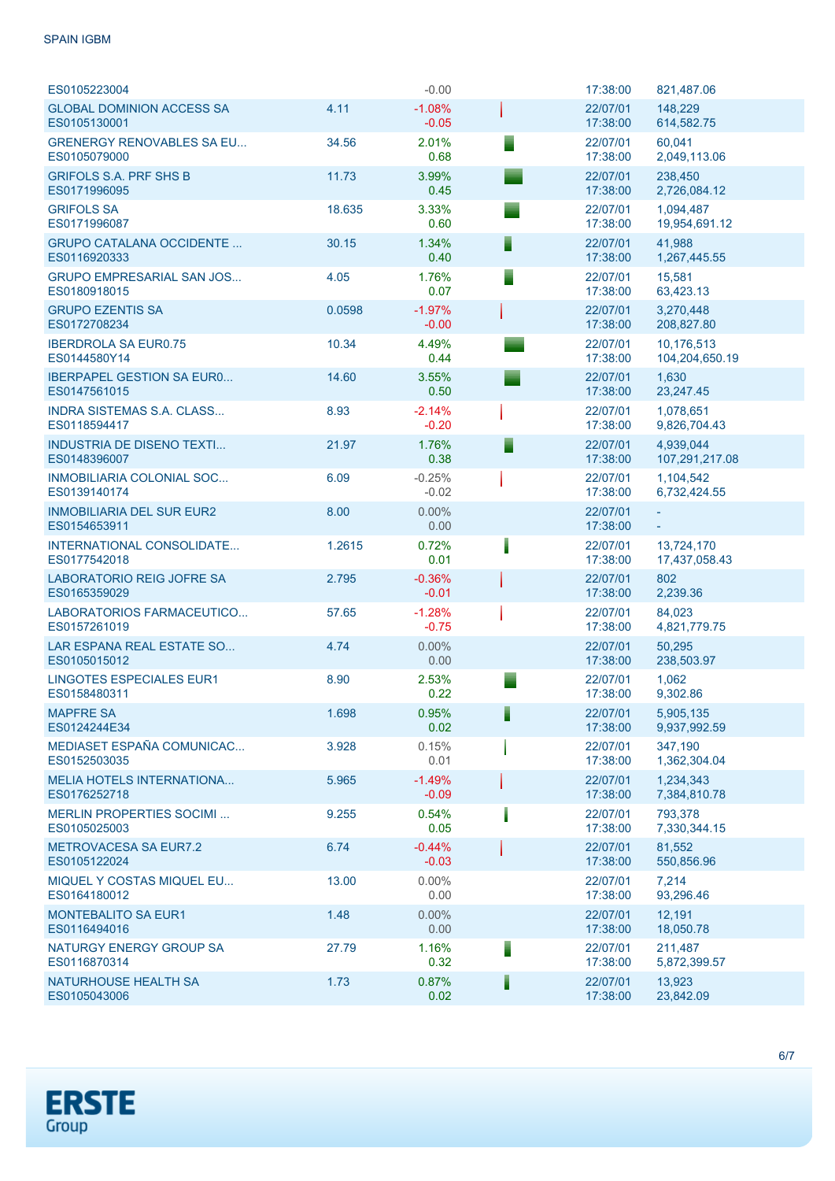| Name / ISIN | Last | Change % / Change | Date / Time | Volume / Turnover |
|---|---|---|---|---|
| ES0105223004 | | -0.00 | 17:38:00 | 821,487.06 |
| GLOBAL DOMINION ACCESS SA<br>ES0105130001 | 4.11 | -1.08%<br>-0.05 | 22/07/01<br>17:38:00 | 148,229<br>614,582.75 |
| GRENERGY RENOVABLES SA EU...<br>ES0105079000 | 34.56 | 2.01%<br>0.68 | 22/07/01<br>17:38:00 | 60,041<br>2,049,113.06 |
| GRIFOLS S.A. PRF SHS B<br>ES0171996095 | 11.73 | 3.99%<br>0.45 | 22/07/01<br>17:38:00 | 238,450<br>2,726,084.12 |
| GRIFOLS SA<br>ES0171996087 | 18.635 | 3.33%<br>0.60 | 22/07/01<br>17:38:00 | 1,094,487<br>19,954,691.12 |
| GRUPO CATALANA OCCIDENTE ...<br>ES0116920333 | 30.15 | 1.34%<br>0.40 | 22/07/01<br>17:38:00 | 41,988<br>1,267,445.55 |
| GRUPO EMPRESARIAL SAN JOS...<br>ES0180918015 | 4.05 | 1.76%<br>0.07 | 22/07/01<br>17:38:00 | 15,581<br>63,423.13 |
| GRUPO EZENTIS SA<br>ES0172708234 | 0.0598 | -1.97%<br>-0.00 | 22/07/01<br>17:38:00 | 3,270,448<br>208,827.80 |
| IBERDROLA SA EUR0.75<br>ES0144580Y14 | 10.34 | 4.49%<br>0.44 | 22/07/01<br>17:38:00 | 10,176,513<br>104,204,650.19 |
| IBERPAPEL GESTION SA EUR0...<br>ES0147561015 | 14.60 | 3.55%<br>0.50 | 22/07/01<br>17:38:00 | 1,630<br>23,247.45 |
| INDRA SISTEMAS S.A. CLASS...<br>ES0118594417 | 8.93 | -2.14%<br>-0.20 | 22/07/01<br>17:38:00 | 1,078,651<br>9,826,704.43 |
| INDUSTRIA DE DISENO TEXTI...<br>ES0148396007 | 21.97 | 1.76%<br>0.38 | 22/07/01<br>17:38:00 | 4,939,044<br>107,291,217.08 |
| INMOBILIARIA COLONIAL SOC...<br>ES0139140174 | 6.09 | -0.25%<br>-0.02 | 22/07/01<br>17:38:00 | 1,104,542<br>6,732,424.55 |
| INMOBILIARIA DEL SUR EUR2<br>ES0154653911 | 8.00 | 0.00%<br>0.00 | 22/07/01<br>17:38:00 | -<br>- |
| INTERNATIONAL CONSOLIDATE...<br>ES0177542018 | 1.2615 | 0.72%<br>0.01 | 22/07/01<br>17:38:00 | 13,724,170<br>17,437,058.43 |
| LABORATORIO REIG JOFRE SA<br>ES0165359029 | 2.795 | -0.36%<br>-0.01 | 22/07/01<br>17:38:00 | 802<br>2,239.36 |
| LABORATORIOS FARMACEUTICO...<br>ES0157261019 | 57.65 | -1.28%<br>-0.75 | 22/07/01<br>17:38:00 | 84,023<br>4,821,779.75 |
| LAR ESPANA REAL ESTATE SO...<br>ES0105015012 | 4.74 | 0.00%<br>0.00 | 22/07/01<br>17:38:00 | 50,295<br>238,503.97 |
| LINGOTES ESPECIALES EUR1<br>ES0158480311 | 8.90 | 2.53%<br>0.22 | 22/07/01<br>17:38:00 | 1,062<br>9,302.86 |
| MAPFRE SA<br>ES0124244E34 | 1.698 | 0.95%<br>0.02 | 22/07/01<br>17:38:00 | 5,905,135<br>9,937,992.59 |
| MEDIASET ESPAÑA COMUNICAC...<br>ES0152503035 | 3.928 | 0.15%<br>0.01 | 22/07/01<br>17:38:00 | 347,190<br>1,362,304.04 |
| MELIA HOTELS INTERNATIONA...<br>ES0176252718 | 5.965 | -1.49%<br>-0.09 | 22/07/01<br>17:38:00 | 1,234,343<br>7,384,810.78 |
| MERLIN PROPERTIES SOCIMI ...<br>ES0105025003 | 9.255 | 0.54%<br>0.05 | 22/07/01<br>17:38:00 | 793,378<br>7,330,344.15 |
| METROVACESA SA EUR7.2<br>ES0105122024 | 6.74 | -0.44%<br>-0.03 | 22/07/01<br>17:38:00 | 81,552<br>550,856.96 |
| MIQUEL Y COSTAS MIQUEL EU...<br>ES0164180012 | 13.00 | 0.00%<br>0.00 | 22/07/01<br>17:38:00 | 7,214<br>93,296.46 |
| MONTEBALITO SA EUR1<br>ES0116494016 | 1.48 | 0.00%<br>0.00 | 22/07/01<br>17:38:00 | 12,191<br>18,050.78 |
| NATURGY ENERGY GROUP SA<br>ES0116870314 | 27.79 | 1.16%<br>0.32 | 22/07/01<br>17:38:00 | 211,487<br>5,872,399.57 |
| NATURHOUSE HEALTH SA<br>ES0105043006 | 1.73 | 0.87%<br>0.02 | 22/07/01<br>17:38:00 | 13,923<br>23,842.09 |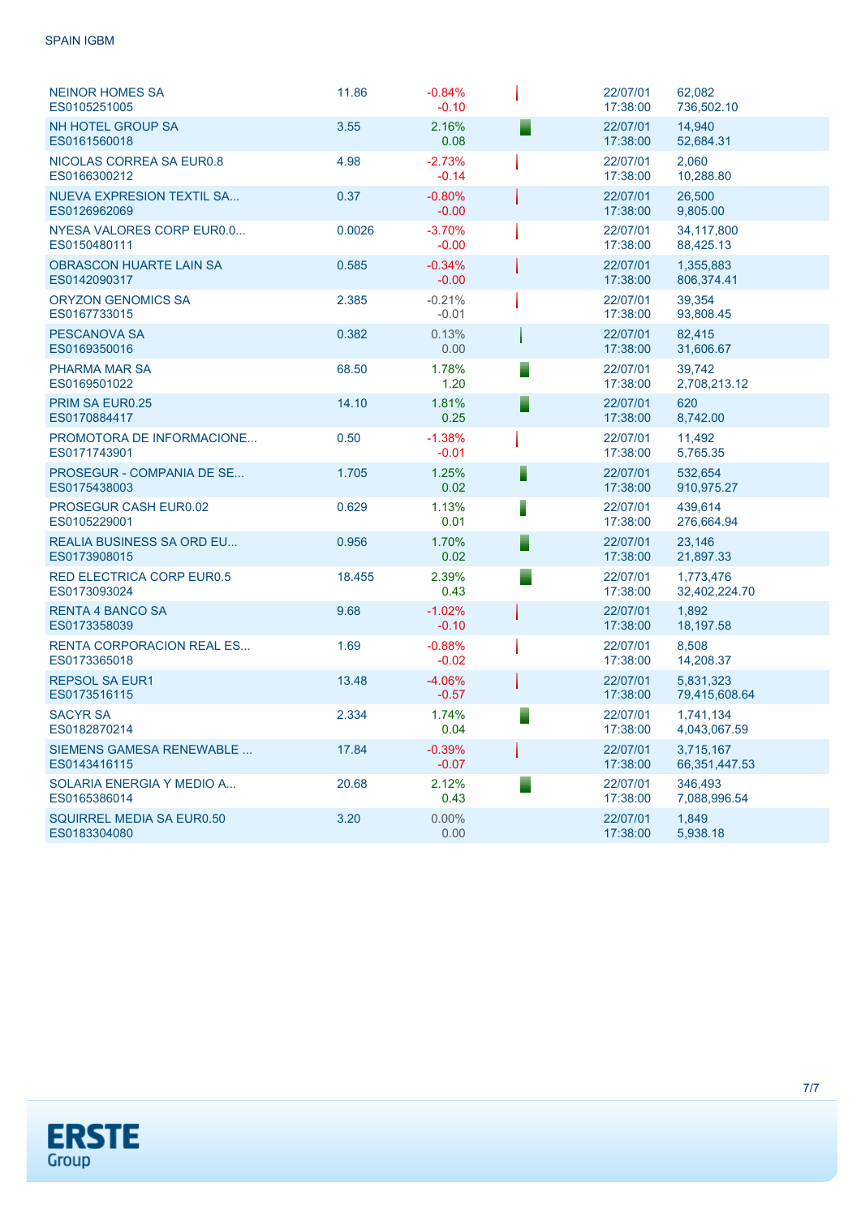SPAIN IGBM

| | | | | | |
|---|---|---|---|---|---|
| NEINOR HOMES SA<br>ES0105251005 | 11.86 | -0.84%<br>-0.10 | | 22/07/01<br>17:38:00 | 62,082<br>736,502.10 |
| NH HOTEL GROUP SA<br>ES0161560018 | 3.55 | 2.16%<br>0.08 | | 22/07/01<br>17:38:00 | 14,940<br>52,684.31 |
| NICOLAS CORREA SA EUR0.8<br>ES0166300212 | 4.98 | -2.73%<br>-0.14 | | 22/07/01<br>17:38:00 | 2,060<br>10,288.80 |
| NUEVA EXPRESION TEXTIL SA...<br>ES0126962069 | 0.37 | -0.80%<br>-0.00 | | 22/07/01<br>17:38:00 | 26,500<br>9,805.00 |
| NYESA VALORES CORP EUR0.0...<br>ES0150480111 | 0.0026 | -3.70%<br>-0.00 | | 22/07/01<br>17:38:00 | 34,117,800<br>88,425.13 |
| OBRASCON HUARTE LAIN SA<br>ES0142090317 | 0.585 | -0.34%<br>-0.00 | | 22/07/01<br>17:38:00 | 1,355,883<br>806,374.41 |
| ORYZON GENOMICS SA<br>ES0167733015 | 2.385 | -0.21%<br>-0.01 | | 22/07/01<br>17:38:00 | 39,354<br>93,808.45 |
| PESCANOVA SA<br>ES0169350016 | 0.382 | 0.13%<br>0.00 | | 22/07/01<br>17:38:00 | 82,415<br>31,606.67 |
| PHARMA MAR SA<br>ES0169501022 | 68.50 | 1.78%<br>1.20 | | 22/07/01<br>17:38:00 | 39,742<br>2,708,213.12 |
| PRIM SA EUR0.25<br>ES0170884417 | 14.10 | 1.81%<br>0.25 | | 22/07/01<br>17:38:00 | 620<br>8,742.00 |
| PROMOTORA DE INFORMACIONE...<br>ES0171743901 | 0.50 | -1.38%<br>-0.01 | | 22/07/01<br>17:38:00 | 11,492<br>5,765.35 |
| PROSEGUR - COMPANIA DE SE...<br>ES0175438003 | 1.705 | 1.25%<br>0.02 | | 22/07/01<br>17:38:00 | 532,654<br>910,975.27 |
| PROSEGUR CASH EUR0.02<br>ES0105229001 | 0.629 | 1.13%<br>0.01 | | 22/07/01<br>17:38:00 | 439,614<br>276,664.94 |
| REALIA BUSINESS SA ORD EU...<br>ES0173908015 | 0.956 | 1.70%<br>0.02 | | 22/07/01<br>17:38:00 | 23,146<br>21,897.33 |
| RED ELECTRICA CORP EUR0.5<br>ES0173093024 | 18.455 | 2.39%<br>0.43 | | 22/07/01<br>17:38:00 | 1,773,476<br>32,402,224.70 |
| RENTA 4 BANCO SA<br>ES0173358039 | 9.68 | -1.02%<br>-0.10 | | 22/07/01<br>17:38:00 | 1,892<br>18,197.58 |
| RENTA CORPORACION REAL ES...<br>ES0173365018 | 1.69 | -0.88%<br>-0.02 | | 22/07/01<br>17:38:00 | 8,508<br>14,208.37 |
| REPSOL SA EUR1<br>ES0173516115 | 13.48 | -4.06%<br>-0.57 | | 22/07/01<br>17:38:00 | 5,831,323<br>79,415,608.64 |
| SACYR SA<br>ES0182870214 | 2.334 | 1.74%<br>0.04 | | 22/07/01<br>17:38:00 | 1,741,134<br>4,043,067.59 |
| SIEMENS GAMESA RENEWABLE ...<br>ES0143416115 | 17.84 | -0.39%<br>-0.07 | | 22/07/01<br>17:38:00 | 3,715,167<br>66,351,447.53 |
| SOLARIA ENERGIA Y MEDIO A...<br>ES0165386014 | 20.68 | 2.12%<br>0.43 | | 22/07/01<br>17:38:00 | 346,493<br>7,088,996.54 |
| SQUIRREL MEDIA SA EUR0.50<br>ES0183304080 | 3.20 | 0.00%<br>0.00 | | 22/07/01<br>17:38:00 | 1,849<br>5,938.18 |

ERSTE Group